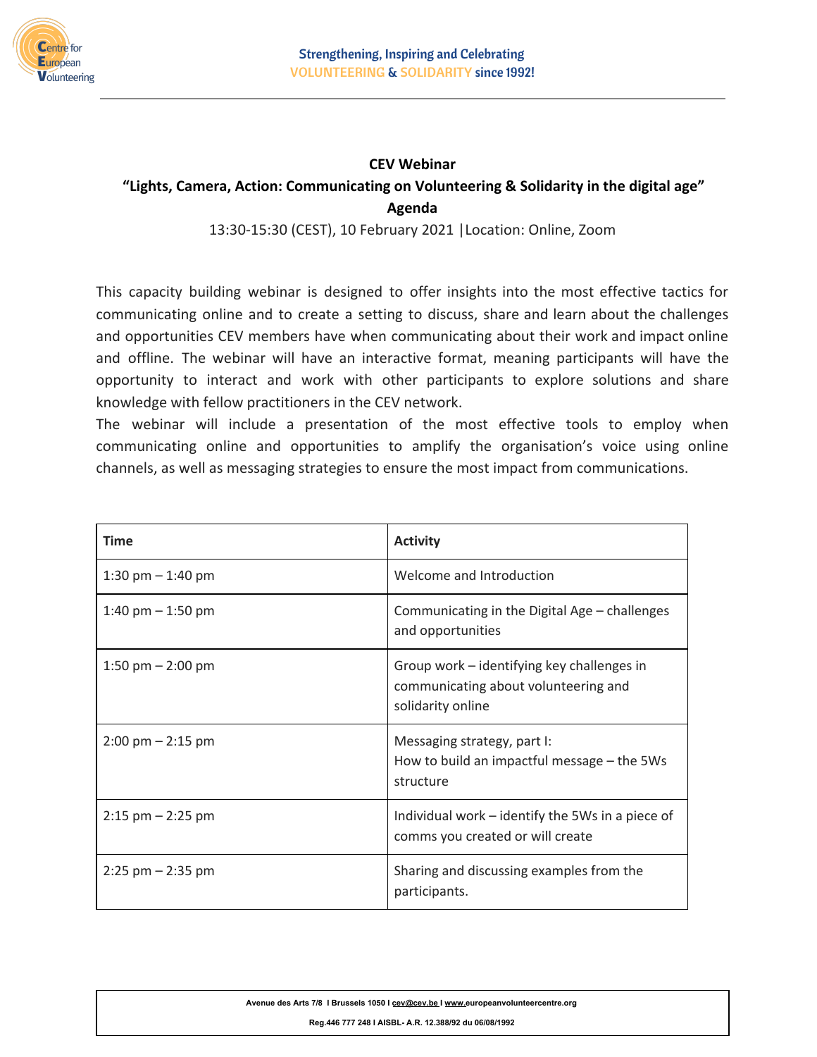**CEV Webinar**

**"Lights, Camera, Action: Communicating on Volunteering & Solidarity in the digital age"**

**Agenda**

13:30-15:30 (CEST), 10 February 2021 | Location: Online, Zoom

This capacity building webinar is designed to offer insights into the most effective tactics for communicating online and to create a setting to discuss, share and learn about the challenges and opportunities CEV members have when communicating about their work and impact online and offline. The webinar will have an interactive format, meaning participants will have the opportunity to interact and work with other participants to explore solutions and share knowledge with fellow practitioners in the CEV network.

The webinar will include a presentation of the most effective tools to employ when communicating online and opportunities to amplify the organisation's voice using online channels, as well as messaging strategies to ensure the most impact from communications.

| Time | Activity |
|---|---|
| 1:30 pm – 1:40 pm | Welcome and Introduction |
| 1:40 pm – 1:50 pm | Communicating in the Digital Age – challenges and opportunities |
| 1:50 pm – 2:00 pm | Group work – identifying key challenges in communicating about volunteering and solidarity online |
| 2:00 pm – 2:15 pm | Messaging strategy, part I: How to build an impactful message – the 5Ws structure |
| 2:15 pm – 2:25 pm | Individual work – identify the 5Ws in a piece of comms you created or will create |
| 2:25 pm – 2:35 pm | Sharing and discussing examples from the participants. |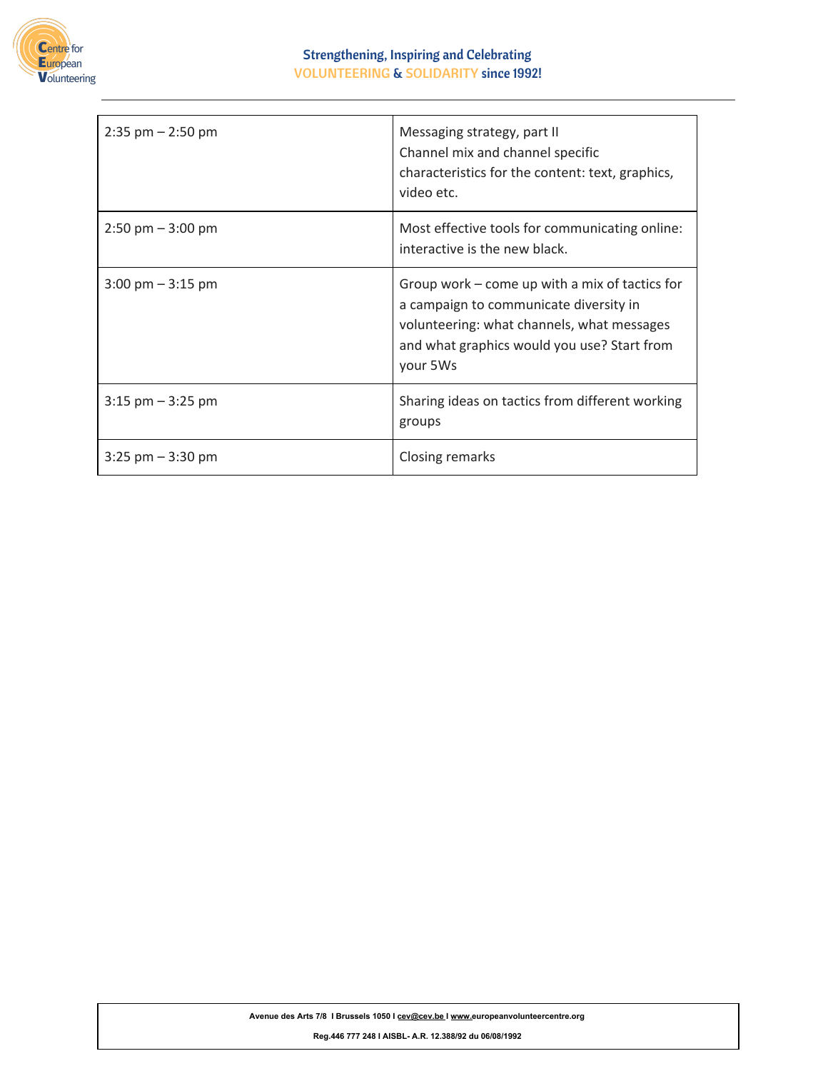| | |
|---|---|
| 2:35 pm – 2:50 pm | Messaging strategy, part II<br>Channel mix and channel specific characteristics for the content: text, graphics, video etc. |
| 2:50 pm – 3:00 pm | Most effective tools for communicating online: interactive is the new black. |
| 3:00 pm – 3:15 pm | Group work – come up with a mix of tactics for a campaign to communicate diversity in volunteering: what channels, what messages and what graphics would you use? Start from your 5Ws |
| 3:15 pm – 3:25 pm | Sharing ideas on tactics from different working groups |
| 3:25 pm – 3:30 pm | Closing remarks |